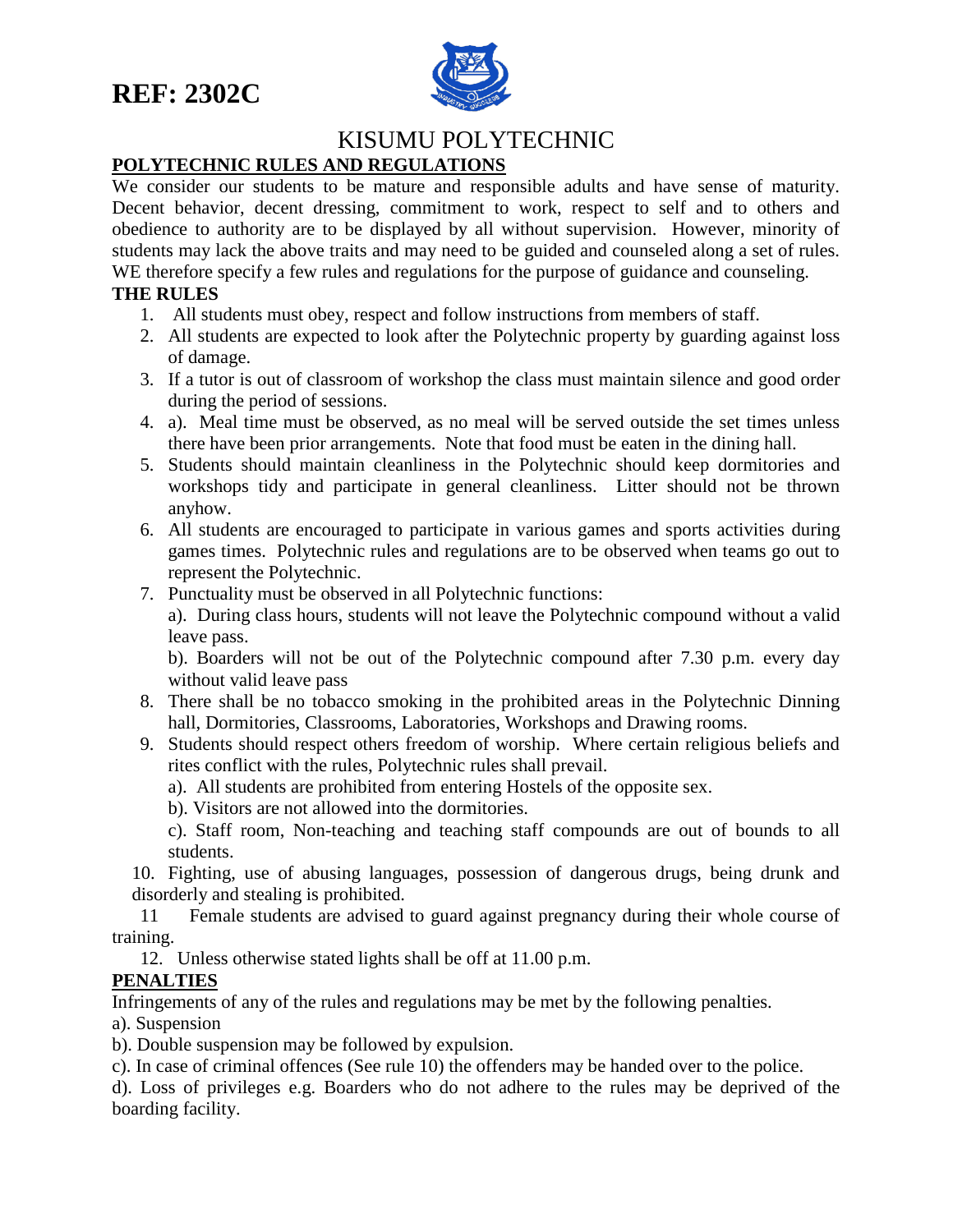# REF: 2302C

## KISUMU POLYTECHNIC

**POLYTECHNIC RULES AND REGULATIONS**

We consider our students to be mature and responsible adults and have sense of maturity. Decent behavior, decent dressing, commitment to work, respect to self and to others and obedience to authority are to be displayed by all without supervision. However, minority of students may lack the above traits and may need to be guided and counseled along a set of rules. WE therefore specify a few rules and regulations for the purpose of guidance and counseling.

**THE RULES**

1. All students must obey, respect and follow instructions from members of staff.
2. All students are expected to look after the Polytechnic property by guarding against loss of damage.
3. If a tutor is out of classroom of workshop the class must maintain silence and good order during the period of sessions.
4. a). Meal time must be observed, as no meal will be served outside the set times unless there have been prior arrangements. Note that food must be eaten in the dining hall.
5. Students should maintain cleanliness in the Polytechnic should keep dormitories and workshops tidy and participate in general cleanliness. Litter should not be thrown anyhow.
6. All students are encouraged to participate in various games and sports activities during games times. Polytechnic rules and regulations are to be observed when teams go out to represent the Polytechnic.
7. Punctuality must be observed in all Polytechnic functions:

   a). During class hours, students will not leave the Polytechnic compound without a valid leave pass.

   b). Boarders will not be out of the Polytechnic compound after 7.30 p.m. every day without valid leave pass
8. There shall be no tobacco smoking in the prohibited areas in the Polytechnic Dinning hall, Dormitories, Classrooms, Laboratories, Workshops and Drawing rooms.
9. Students should respect others freedom of worship. Where certain religious beliefs and rites conflict with the rules, Polytechnic rules shall prevail.

   a). All students are prohibited from entering Hostels of the opposite sex.

   b). Visitors are not allowed into the dormitories.

   c). Staff room, Non-teaching and teaching staff compounds are out of bounds to all students.
10. Fighting, use of abusing languages, possession of dangerous drugs, being drunk and disorderly and stealing is prohibited.
11. Female students are advised to guard against pregnancy during their whole course of training.
12. Unless otherwise stated lights shall be off at 11.00 p.m.

**PENALTIES**

Infringements of any of the rules and regulations may be met by the following penalties.

a). Suspension

b). Double suspension may be followed by expulsion.

c). In case of criminal offences (See rule 10) the offenders may be handed over to the police.

d). Loss of privileges e.g. Boarders who do not adhere to the rules may be deprived of the boarding facility.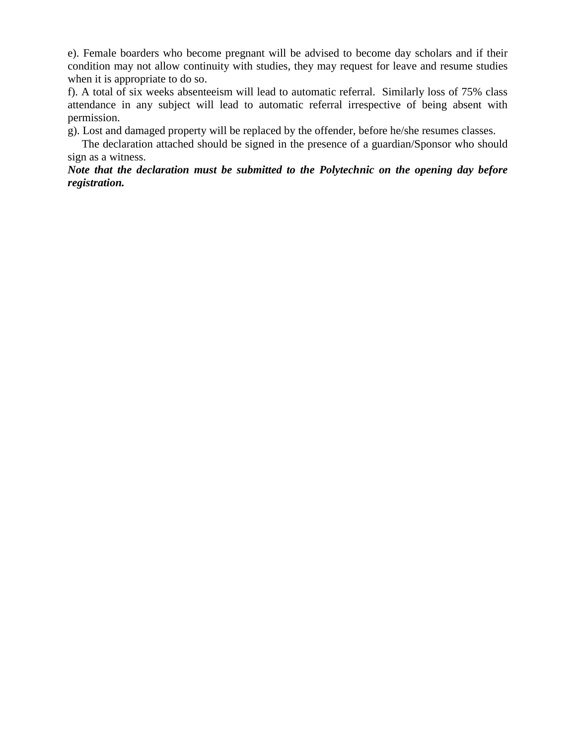e). Female boarders who become pregnant will be advised to become day scholars and if their condition may not allow continuity with studies, they may request for leave and resume studies when it is appropriate to do so.

f). A total of six weeks absenteeism will lead to automatic referral. Similarly loss of 75% class attendance in any subject will lead to automatic referral irrespective of being absent with permission.

g). Lost and damaged property will be replaced by the offender, before he/she resumes classes.

The declaration attached should be signed in the presence of a guardian/Sponsor who should sign as a witness.

***Note that the declaration must be submitted to the Polytechnic on the opening day before registration.***